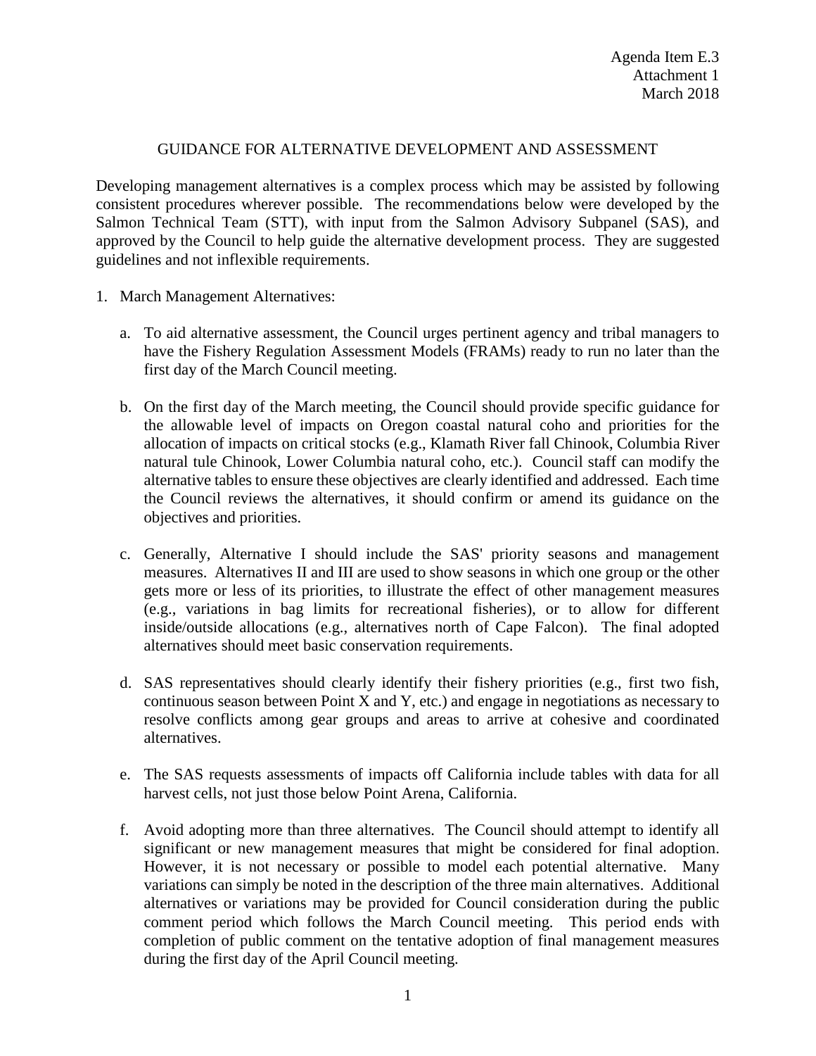Agenda Item E.3
Attachment 1
March 2018

# GUIDANCE FOR ALTERNATIVE DEVELOPMENT AND ASSESSMENT

Developing management alternatives is a complex process which may be assisted by following consistent procedures wherever possible. The recommendations below were developed by the Salmon Technical Team (STT), with input from the Salmon Advisory Subpanel (SAS), and approved by the Council to help guide the alternative development process. They are suggested guidelines and not inflexible requirements.

1. March Management Alternatives:

   a. To aid alternative assessment, the Council urges pertinent agency and tribal managers to have the Fishery Regulation Assessment Models (FRAMs) ready to run no later than the first day of the March Council meeting.

   b. On the first day of the March meeting, the Council should provide specific guidance for the allowable level of impacts on Oregon coastal natural coho and priorities for the allocation of impacts on critical stocks (e.g., Klamath River fall Chinook, Columbia River natural tule Chinook, Lower Columbia natural coho, etc.). Council staff can modify the alternative tables to ensure these objectives are clearly identified and addressed. Each time the Council reviews the alternatives, it should confirm or amend its guidance on the objectives and priorities.

   c. Generally, Alternative I should include the SAS' priority seasons and management measures. Alternatives II and III are used to show seasons in which one group or the other gets more or less of its priorities, to illustrate the effect of other management measures (e.g., variations in bag limits for recreational fisheries), or to allow for different inside/outside allocations (e.g., alternatives north of Cape Falcon). The final adopted alternatives should meet basic conservation requirements.

   d. SAS representatives should clearly identify their fishery priorities (e.g., first two fish, continuous season between Point X and Y, etc.) and engage in negotiations as necessary to resolve conflicts among gear groups and areas to arrive at cohesive and coordinated alternatives.

   e. The SAS requests assessments of impacts off California include tables with data for all harvest cells, not just those below Point Arena, California.

   f. Avoid adopting more than three alternatives. The Council should attempt to identify all significant or new management measures that might be considered for final adoption. However, it is not necessary or possible to model each potential alternative. Many variations can simply be noted in the description of the three main alternatives. Additional alternatives or variations may be provided for Council consideration during the public comment period which follows the March Council meeting. This period ends with completion of public comment on the tentative adoption of final management measures during the first day of the April Council meeting.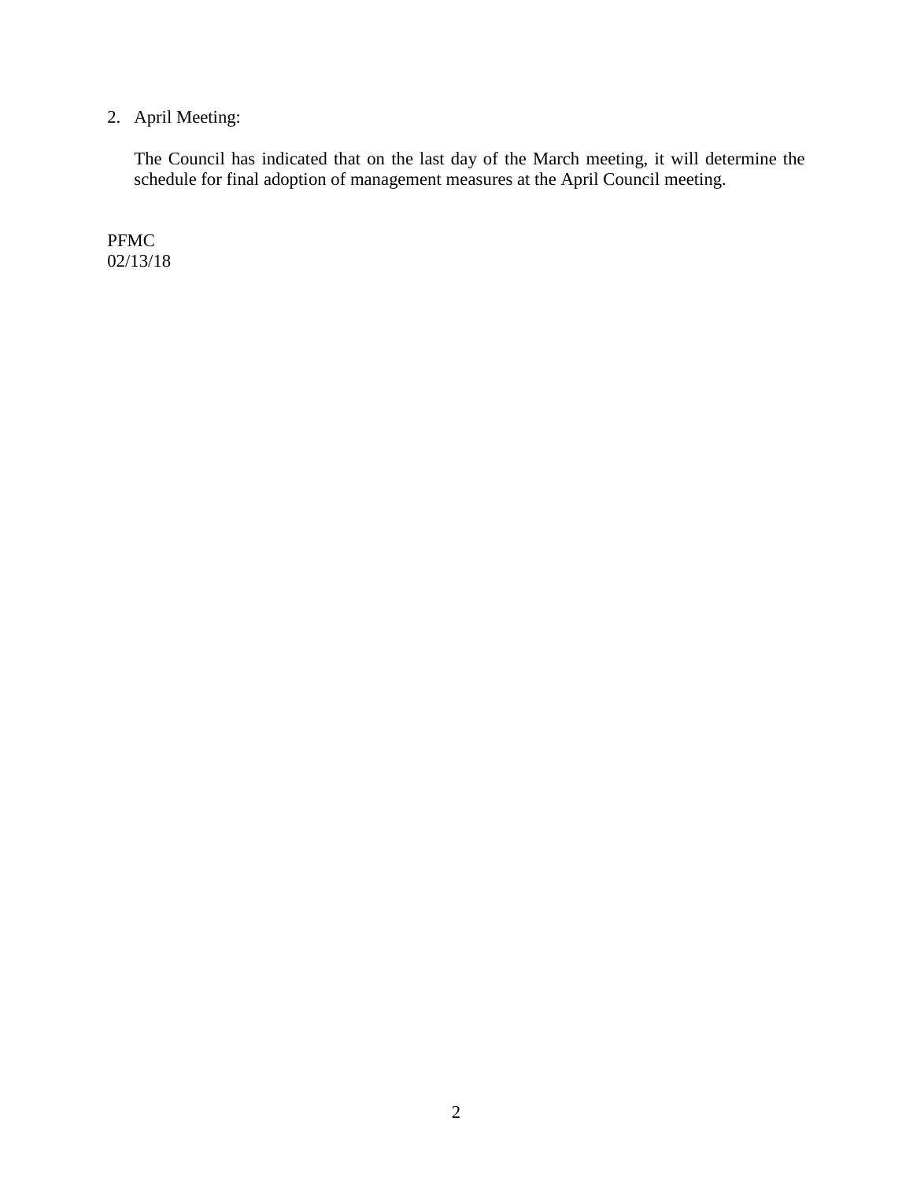2. April Meeting:

   The Council has indicated that on the last day of the March meeting, it will determine the schedule for final adoption of management measures at the April Council meeting.

PFMC
02/13/18